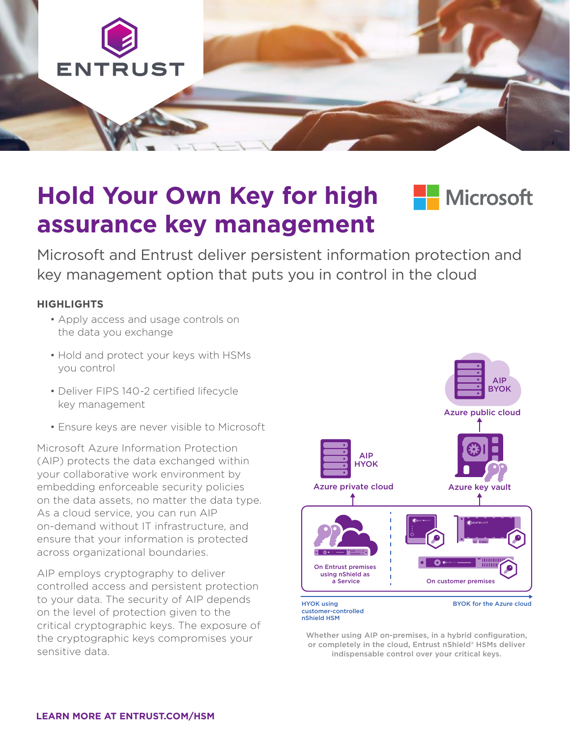# Hold Your Own Key for high assurance key management

Microsoft and Entrust deliver persistent information protection and key management option that puts you in control in the cloud

**HIGHLIGHTS**

- Apply access and usage controls on the data you exchange
- Hold and protect your keys with HSMs you control
- Deliver FIPS 140-2 certified lifecycle key management
- Ensure keys are never visible to Microsoft

Microsoft Azure Information Protection (AIP) protects the data exchanged within your collaborative work environment by embedding enforceable security policies on the data assets, no matter the data type. As a cloud service, you can run AIP on-demand without IT infrastructure, and ensure that your information is protected across organizational boundaries.

AIP employs cryptography to deliver controlled access and persistent protection to your data. The security of AIP depends on the level of protection given to the critical cryptographic keys. The exposure of the cryptographic keys compromises your sensitive data.

AIP BYOK

Azure public cloud

AIP HYOK

Azure private cloud

Azure key vault

On Entrust premises using nShield as a Service

On customer premises

HYOK using customer-controlled nShield HSM

BYOK for the Azure cloud

Whether using AIP on-premises, in a hybrid configuration, or completely in the cloud, Entrust nShield® HSMs deliver indispensable control over your critical keys.

**LEARN MORE AT ENTRUST.COM/HSM**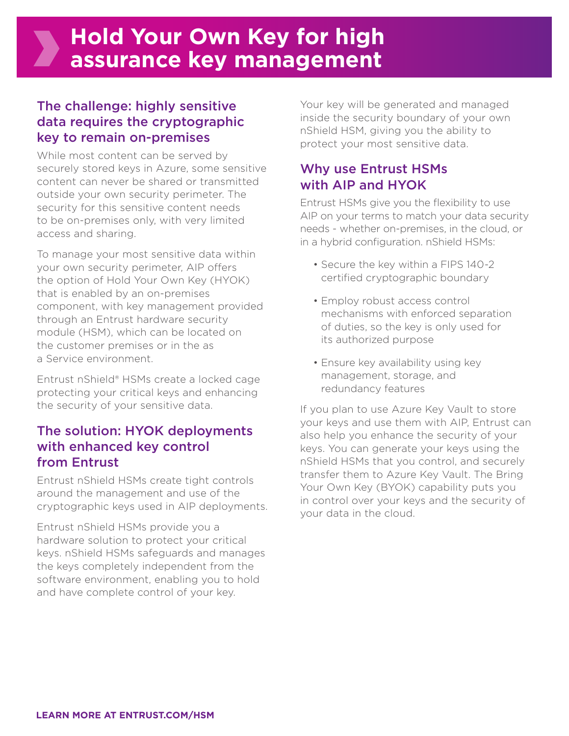# Hold Your Own Key for high assurance key management

## The challenge: highly sensitive data requires the cryptographic key to remain on-premises

While most content can be served by securely stored keys in Azure, some sensitive content can never be shared or transmitted outside your own security perimeter. The security for this sensitive content needs to be on-premises only, with very limited access and sharing.

To manage your most sensitive data within your own security perimeter, AIP offers the option of Hold Your Own Key (HYOK) that is enabled by an on-premises component, with key management provided through an Entrust hardware security module (HSM), which can be located on the customer premises or in the as a Service environment.

Entrust nShield® HSMs create a locked cage protecting your critical keys and enhancing the security of your sensitive data.

## The solution: HYOK deployments with enhanced key control from Entrust

Entrust nShield HSMs create tight controls around the management and use of the cryptographic keys used in AIP deployments.

Entrust nShield HSMs provide you a hardware solution to protect your critical keys. nShield HSMs safeguards and manages the keys completely independent from the software environment, enabling you to hold and have complete control of your key.

Your key will be generated and managed inside the security boundary of your own nShield HSM, giving you the ability to protect your most sensitive data.

## Why use Entrust HSMs with AIP and HYOK

Entrust HSMs give you the flexibility to use AIP on your terms to match your data security needs - whether on-premises, in the cloud, or in a hybrid configuration. nShield HSMs:

- Secure the key within a FIPS 140-2 certified cryptographic boundary
- Employ robust access control mechanisms with enforced separation of duties, so the key is only used for its authorized purpose
- Ensure key availability using key management, storage, and redundancy features

If you plan to use Azure Key Vault to store your keys and use them with AIP, Entrust can also help you enhance the security of your keys. You can generate your keys using the nShield HSMs that you control, and securely transfer them to Azure Key Vault. The Bring Your Own Key (BYOK) capability puts you in control over your keys and the security of your data in the cloud.

**LEARN MORE AT ENTRUST.COM/HSM**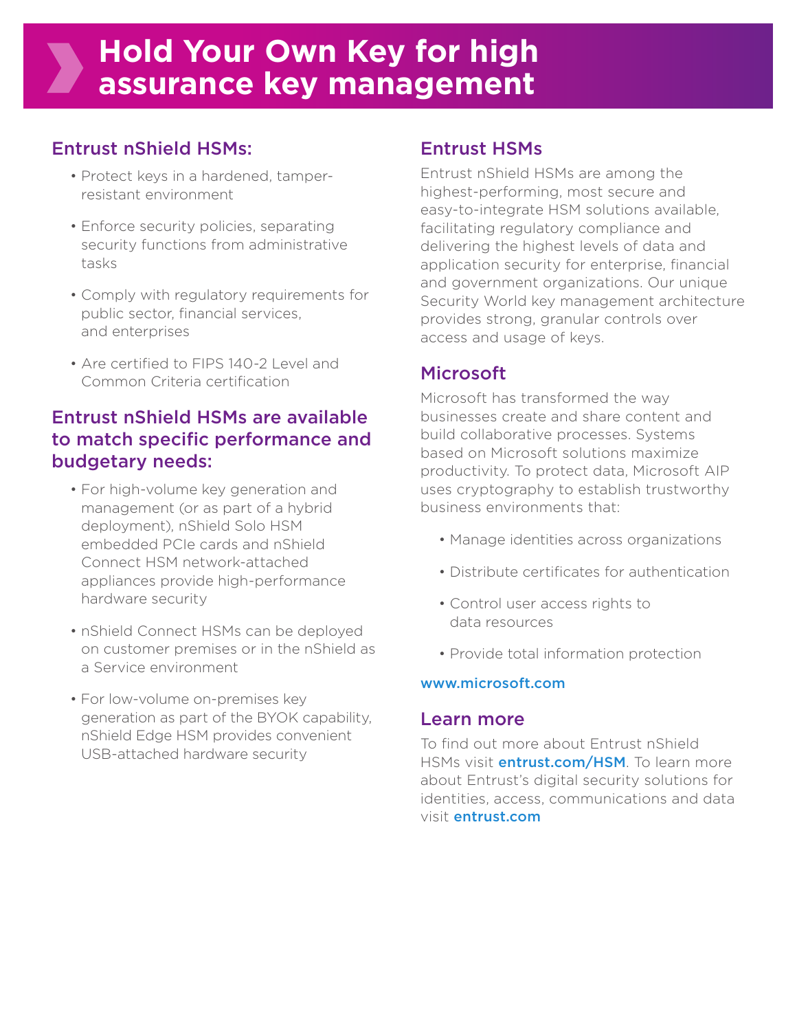# Hold Your Own Key for high assurance key management

## Entrust nShield HSMs:

- Protect keys in a hardened, tamper-resistant environment
- Enforce security policies, separating security functions from administrative tasks
- Comply with regulatory requirements for public sector, financial services, and enterprises
- Are certified to FIPS 140-2 Level and Common Criteria certification

## Entrust nShield HSMs are available to match specific performance and budgetary needs:

- For high-volume key generation and management (or as part of a hybrid deployment), nShield Solo HSM embedded PCIe cards and nShield Connect HSM network-attached appliances provide high-performance hardware security
- nShield Connect HSMs can be deployed on customer premises or in the nShield as a Service environment
- For low-volume on-premises key generation as part of the BYOK capability, nShield Edge HSM provides convenient USB-attached hardware security

## Entrust HSMs

Entrust nShield HSMs are among the highest-performing, most secure and easy-to-integrate HSM solutions available, facilitating regulatory compliance and delivering the highest levels of data and application security for enterprise, financial and government organizations. Our unique Security World key management architecture provides strong, granular controls over access and usage of keys.

## Microsoft

Microsoft has transformed the way businesses create and share content and build collaborative processes. Systems based on Microsoft solutions maximize productivity. To protect data, Microsoft AIP uses cryptography to establish trustworthy business environments that:

- Manage identities across organizations
- Distribute certificates for authentication
- Control user access rights to data resources
- Provide total information protection

www.microsoft.com

## Learn more

To find out more about Entrust nShield HSMs visit entrust.com/HSM. To learn more about Entrust's digital security solutions for identities, access, communications and data visit entrust.com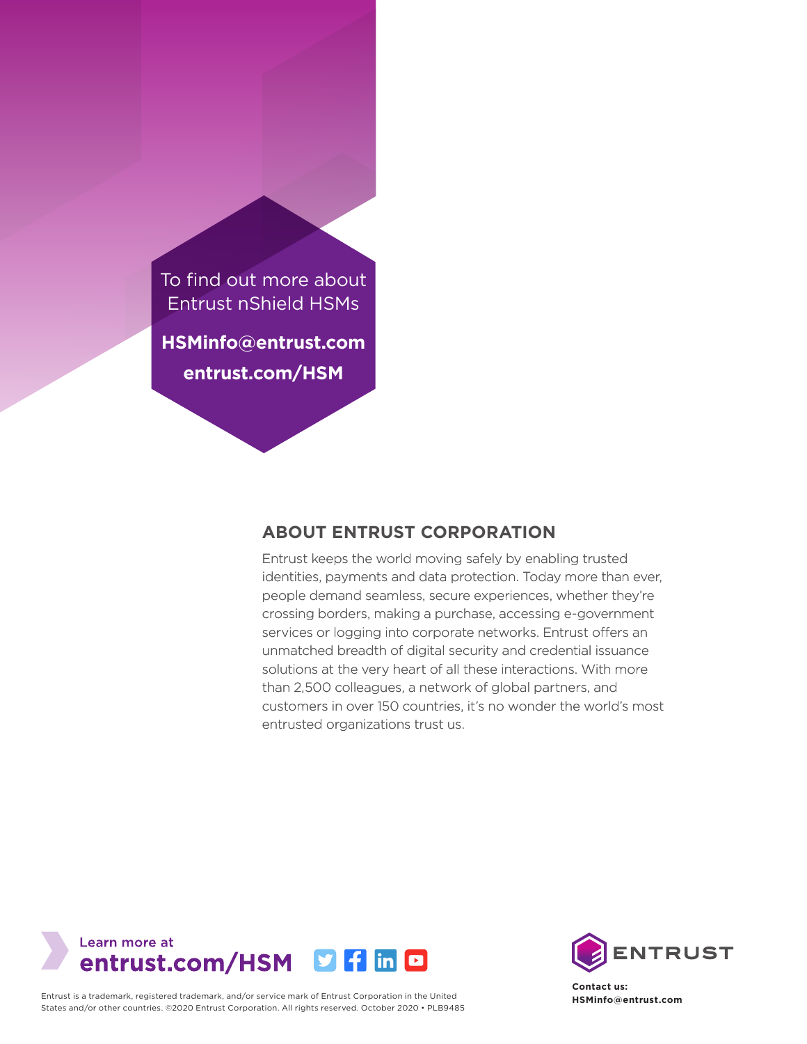To find out more about Entrust nShield HSMs

**HSMinfo@entrust.com**

**entrust.com/HSM**

## ABOUT ENTRUST CORPORATION

Entrust keeps the world moving safely by enabling trusted identities, payments and data protection. Today more than ever, people demand seamless, secure experiences, whether they're crossing borders, making a purchase, accessing e-government services or logging into corporate networks. Entrust offers an unmatched breadth of digital security and credential issuance solutions at the very heart of all these interactions. With more than 2,500 colleagues, a network of global partners, and customers in over 150 countries, it's no wonder the world's most entrusted organizations trust us.

Learn more at
**entrust.com/HSM**

ENTRUST

**Contact us:**
**HSMinfo@entrust.com**

Entrust is a trademark, registered trademark, and/or service mark of Entrust Corporation in the United States and/or other countries. ©2020 Entrust Corporation. All rights reserved. October 2020 • PLB9485